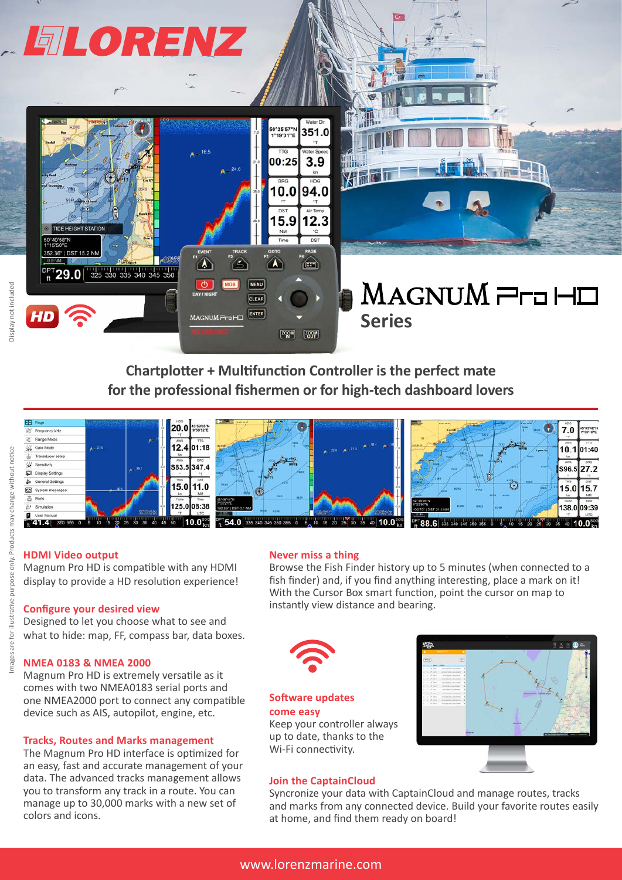# LORENZ

# MAGNUM Pro HD

## Series

Display not included

**Chartplotter + Multifunction Controller is the perfect mate for the professional fishermen or for high-tech dashboard lovers**

Images are for illustrative purpose only. Products may change without notice

### HDMI Video output

Magnum Pro HD is compatible with any HDMI display to provide a HD resolution experience!

### Configure your desired view

Designed to let you choose what to see and what to hide: map, FF, compass bar, data boxes.

### NMEA 0183 & NMEA 2000

Magnum Pro HD is extremely versatile as it comes with two NMEA0183 serial ports and one NMEA2000 port to connect any compatible device such as AIS, autopilot, engine, etc.

### Tracks, Routes and Marks management

The Magnum Pro HD interface is optimized for an easy, fast and accurate management of your data. The advanced tracks management allows you to transform any track in a route. You can manage up to 30,000 marks with a new set of colors and icons.

### Never miss a thing

Browse the Fish Finder history up to 5 minutes (when connected to a fish finder) and, if you find anything interesting, place a mark on it! With the Cursor Box smart function, point the cursor on map to instantly view distance and bearing.

### Software updates come easy

Keep your controller always up to date, thanks to the Wi-Fi connectivity.

### Join the CaptainCloud

Syncronize your data with CaptainCloud and manage routes, tracks and marks from any connected device. Build your favorite routes easily at home, and find them ready on board!

www.lorenzmarine.com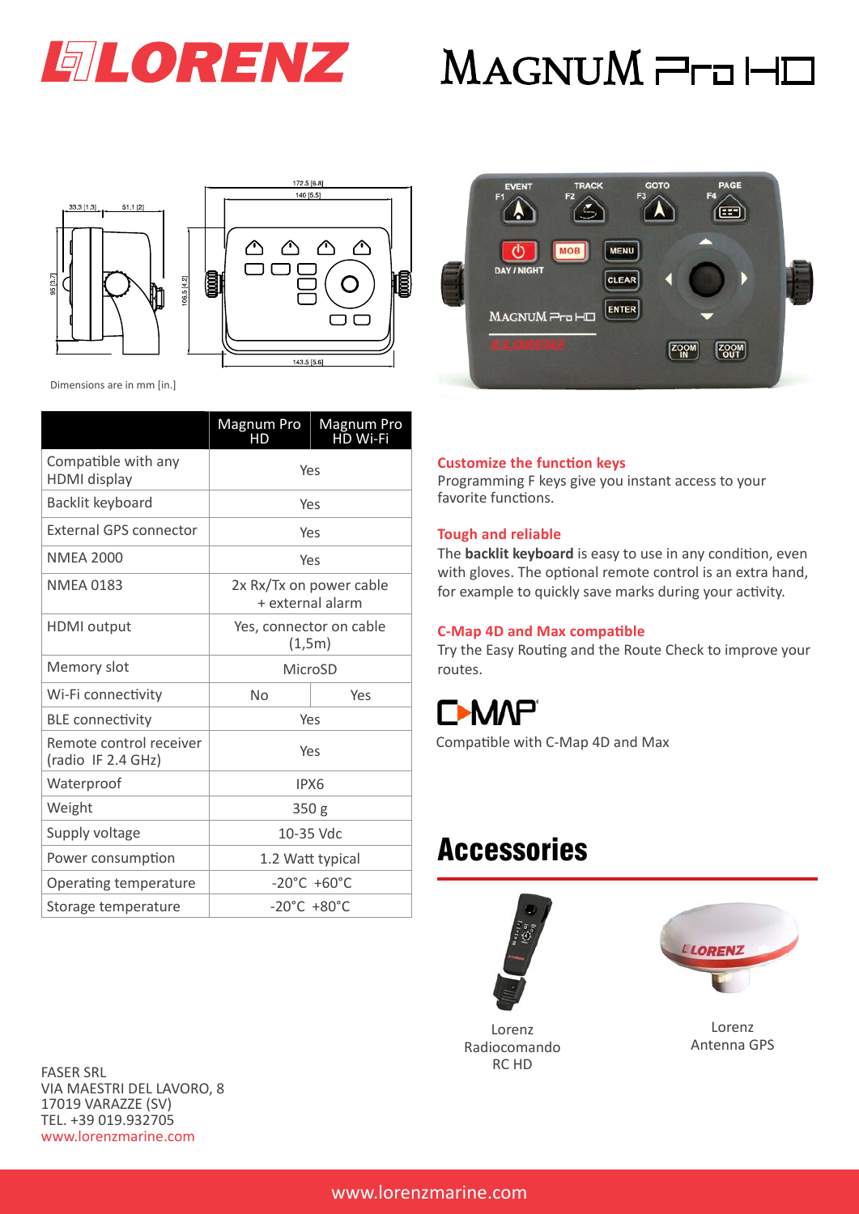# LORENZ

# MAGNUM Pro HD

Dimensions are in mm [in.]

| | Magnum Pro HD | Magnum Pro HD Wi-Fi |
|---|---|---|
| Compatible with any HDMI display | Yes | |
| Backlit keyboard | Yes | |
| External GPS connector | Yes | |
| NMEA 2000 | Yes | |
| NMEA 0183 | 2x Rx/Tx on power cable + external alarm | |
| HDMI output | Yes, connector on cable (1,5m) | |
| Memory slot | MicroSD | |
| Wi-Fi connectivity | No | Yes |
| BLE connectivity | Yes | |
| Remote control receiver (radio IF 2.4 GHz) | Yes | |
| Waterproof | IPX6 | |
| Weight | 350 g | |
| Supply voltage | 10-35 Vdc | |
| Power consumption | 1.2 Watt typical | |
| Operating temperature | -20°C +60°C | |
| Storage temperature | -20°C +80°C | |

**Customize the function keys**

Programming F keys give you instant access to your favorite functions.

**Tough and reliable**

The **backlit keyboard** is easy to use in any condition, even with gloves. The optional remote control is an extra hand, for example to quickly save marks during your activity.

**C-Map 4D and Max compatible**

Try the Easy Routing and the Route Check to improve your routes.

Compatible with C-Map 4D and Max

## Accessories

Lorenz Radiocomando RC HD

Lorenz Antenna GPS

FASER SRL
VIA MAESTRI DEL LAVORO, 8
17019 VARAZZE (SV)
TEL. +39 019.932705
www.lorenzmarine.com

www.lorenzmarine.com